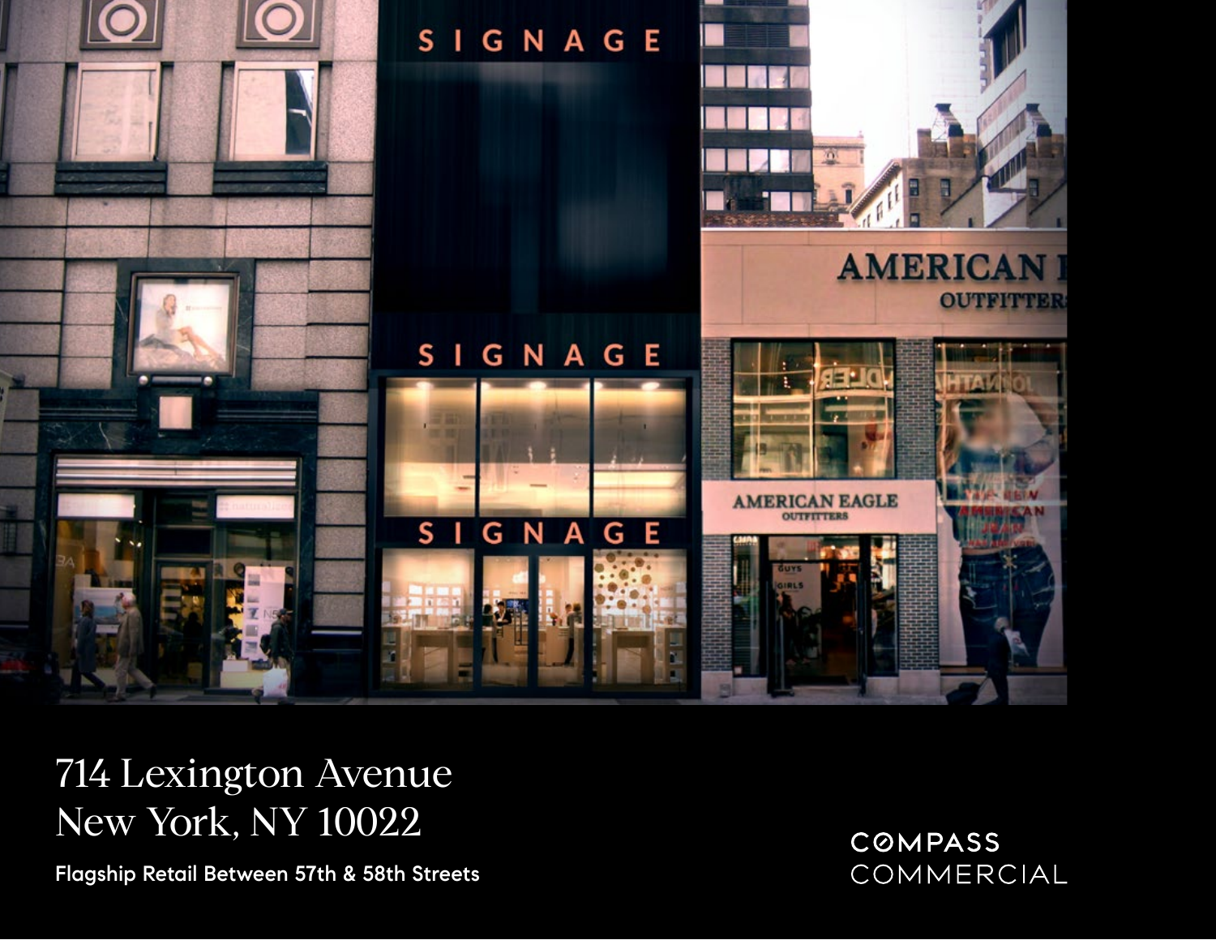# 714 Lexington Avenue
# New York, NY 10022

**Flagship Retail Between 57th & 58th Streets**

COMPASS COMMERCIAL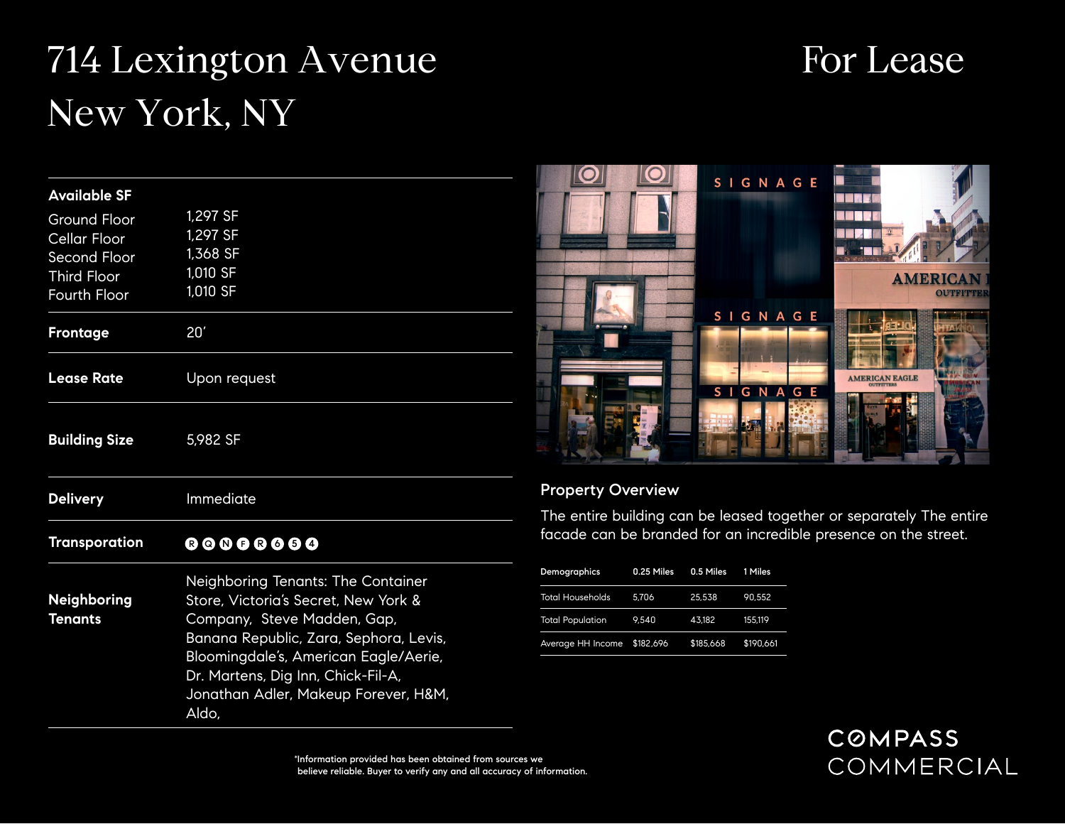# 714 Lexington Avenue New York, NY

# For Lease

| | |
|---|---|
| **Available SF** | |
| Ground Floor | 1,297 SF |
| Cellar Floor | 1,297 SF |
| Second Floor | 1,368 SF |
| Third Floor | 1,010 SF |
| Fourth Floor | 1,010 SF |
| **Frontage** | 20’ |
| **Lease Rate** | Upon request |
| **Building Size** | 5,982 SF |
| **Delivery** | Immediate |
| **Transporation** | R Q N F R 6 5 4 |
| **Neighboring Tenants** | Neighboring Tenants: The Container Store, Victoria’s Secret, New York & Company, Steve Madden, Gap, Banana Republic, Zara, Sephora, Levis, Bloomingdale’s, American Eagle/Aerie, Dr. Martens, Dig Inn, Chick-Fil-A, Jonathan Adler, Makeup Forever, H&M, Aldo, |

## Property Overview

The entire building can be leased together or separately The entire facade can be branded for an incredible presence on the street.

| Demographics | 0.25 Miles | 0.5 Miles | 1 Miles |
|---|---|---|---|
| Total Households | 5,706 | 25,538 | 90,552 |
| Total Population | 9,540 | 43,182 | 155,119 |
| Average HH Income | $182,696 | $185,668 | $190,661 |

*Information provided has been obtained from sources we believe reliable. Buyer to verify any and all accuracy of information.

COMPASS COMMERCIAL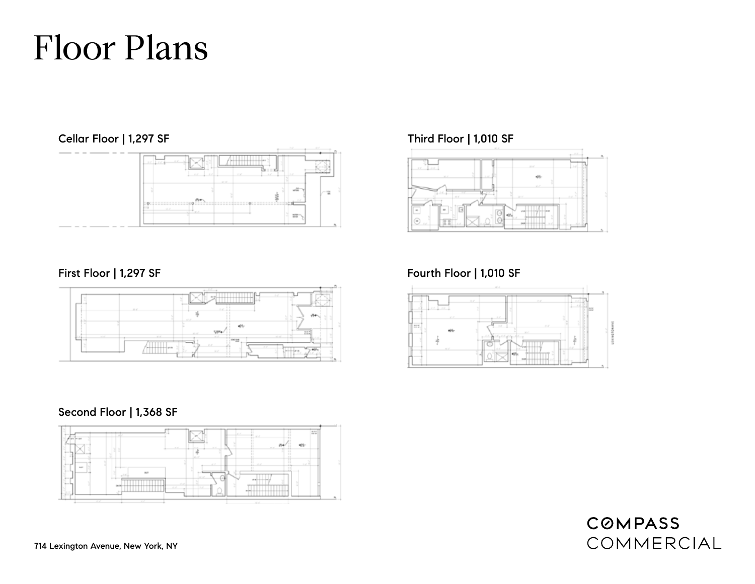# Floor Plans

Cellar Floor | 1,297 SF

First Floor | 1,297 SF

Second Floor | 1,368 SF

Third Floor | 1,010 SF

Fourth Floor | 1,010 SF

714 Lexington Avenue, New York, NY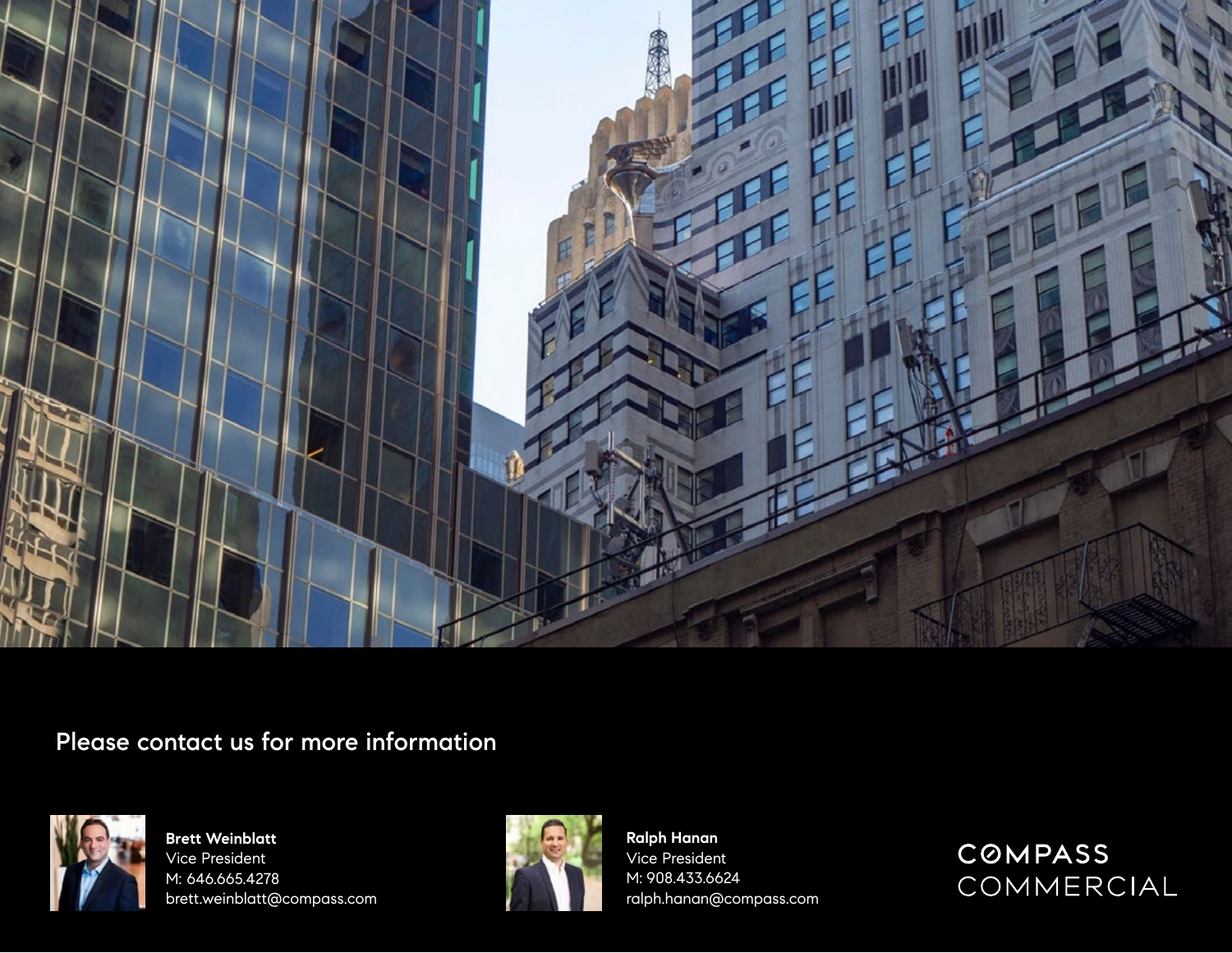Please contact us for more information

**Brett Weinblatt**
Vice President
M: 646.665.4278
brett.weinblatt@compass.com

**Ralph Hanan**
Vice President
M: 908.433.6624
ralph.hanan@compass.com

COMPASS COMMERCIAL